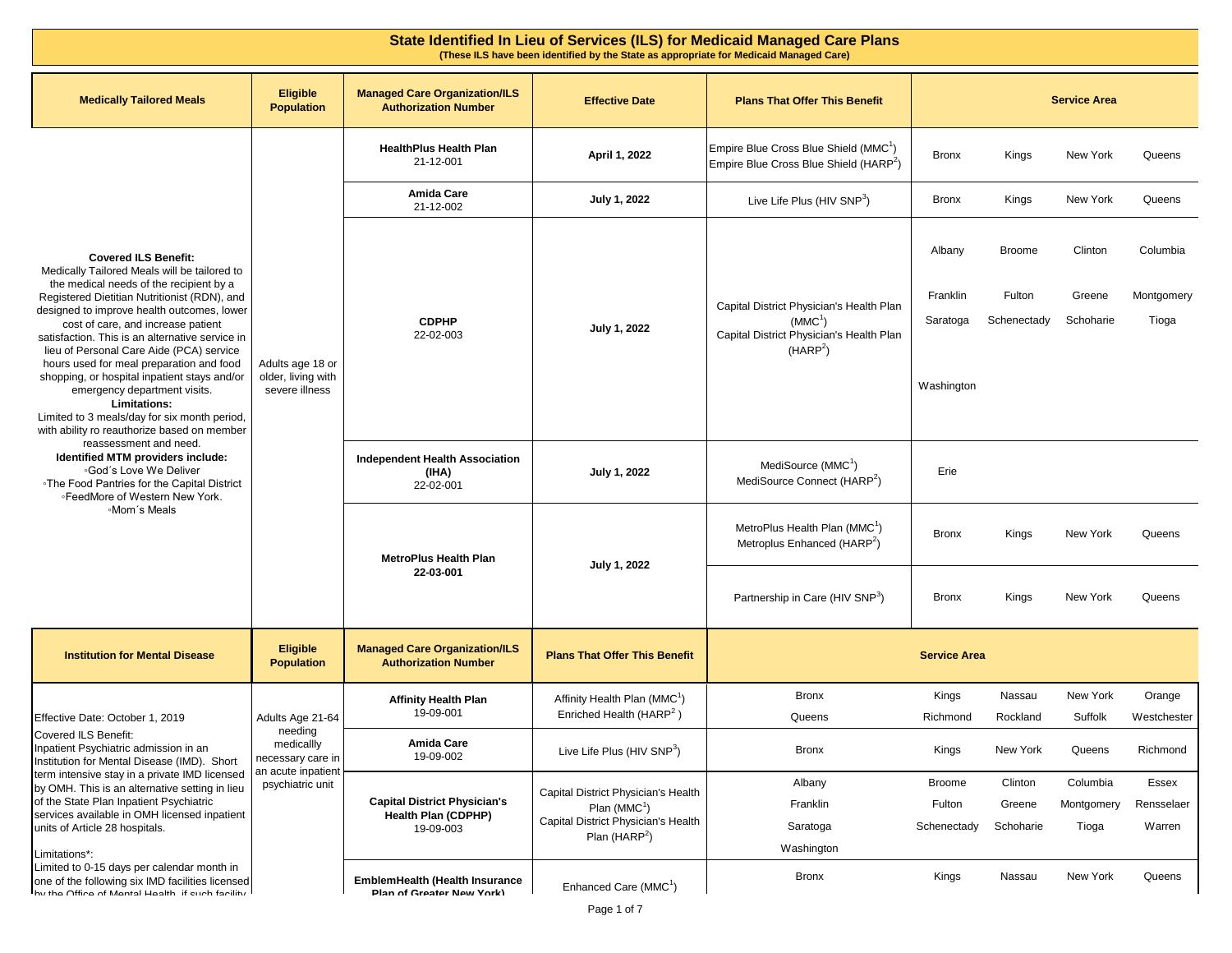# State Identified In Lieu of Services (ILS) for Medicaid Managed Care Plans

**(These ILS have been identified by the State as appropriate for Medicaid Managed Care)**

| Medically Tailored Meals | Eligible Population | Managed Care Organization/ILS Authorization Number | Effective Date | Plans That Offer This Benefit | Service Area | | | |
|---|---|---|---|---|---|---|---|---|
| **Covered ILS Benefit:** Medically Tailored Meals will be tailored to the medical needs of the recipient by a Registered Dietitian Nutritionist (RDN), and designed to improve health outcomes, lower cost of care, and increase patient satisfaction. This is an alternative service in lieu of Personal Care Aide (PCA) service hours used for meal preparation and food shopping, or hospital inpatient stays and/or emergency department visits. **Limitations:** Limited to 3 meals/day for six month period, with ability ro reauthorize based on member reassessment and need. **Identified MTM providers include:** ◦God´s Love We Deliver ◦The Food Pantries for the Capital District ◦FeedMore of Western New York. ◦Mom´s Meals | Adults age 18 or older, living with severe illness | **HealthPlus Health Plan** 21-12-001 | **April 1, 2022** | Empire Blue Cross Blue Shield (MMC[1]) Empire Blue Cross Blue Shield (HARP[2]) | Bronx | Kings | New York | Queens |
| | | **Amida Care** 21-12-002 | **July 1, 2022** | Live Life Plus (HIV SNP[3]) | Bronx | Kings | New York | Queens |
| | | **CDPHP** 22-02-003 | **July 1, 2022** | Capital District Physician's Health Plan (MMC[1]) Capital District Physician's Health Plan (HARP[2]) | Albany | Broome | Clinton | Columbia |
| | | | | | Franklin | Fulton | Greene | Montgomery |
| | | | | | Saratoga | Schenectady | Schoharie | Tioga |
| | | | | | Washington | | | |
| | | **Independent Health Association (IHA)** 22-02-001 | **July 1, 2022** | MediSource (MMC[1]) MediSource Connect (HARP[2]) | Erie | | | |
| | | **MetroPlus Health Plan** **22-03-001** | **July 1, 2022** | MetroPlus Health Plan (MMC[1]) Metroplus Enhanced (HARP[2]) | Bronx | Kings | New York | Queens |
| | | | | Partnership in Care (HIV SNP[3]) | Bronx | Kings | New York | Queens |

| Institution for Mental Disease | Eligible Population | Managed Care Organization/ILS Authorization Number | Plans That Offer This Benefit | Service Area | | | | |
|---|---|---|---|---|---|---|---|---|
| Effective Date: October 1, 2019<br>Covered ILS Benefit:<br>Inpatient Psychiatric admission in an Institution for Mental Disease (IMD). Short term intensive stay in a private IMD licensed by OMH. This is an alternative setting in lieu of the State Plan Inpatient Psychiatric services available in OMH licensed inpatient units of Article 28 hospitals.<br>Limitations*:<br>Limited to 0-15 days per calendar month in one of the following six IMD facilities licensed by the Office of Mental Health, if such facility | Adults Age 21-64 needing medicallly necessary care in an acute inpatient psychiatric unit | **Affinity Health Plan** 19-09-001 | Affinity Health Plan (MMC[1]) Enriched Health (HARP[2]) | Bronx | Kings | Nassau | New York | Orange |
| | | | | Queens | Richmond | Rockland | Suffolk | Westchester |
| | | **Amida Care** 19-09-002 | Live Life Plus (HIV SNP[3]) | Bronx | Kings | New York | Queens | Richmond |
| | | **Capital District Physician's Health Plan (CDPHP)** 19-09-003 | Capital District Physician's Health Plan (MMC[1]) Capital District Physician's Health Plan (HARP[2]) | Albany | Broome | Clinton | Columbia | Essex |
| | | | | Franklin | Fulton | Greene | Montgomery | Rensselaer |
| | | | | Saratoga | Schenectady | Schoharie | Tioga | Warren |
| | | | | Washington | | | | |
| | | **EmblemHealth (Health Insurance Plan of Greater New York)** | Enhanced Care (MMC[1]) | Bronx | Kings | Nassau | New York | Queens |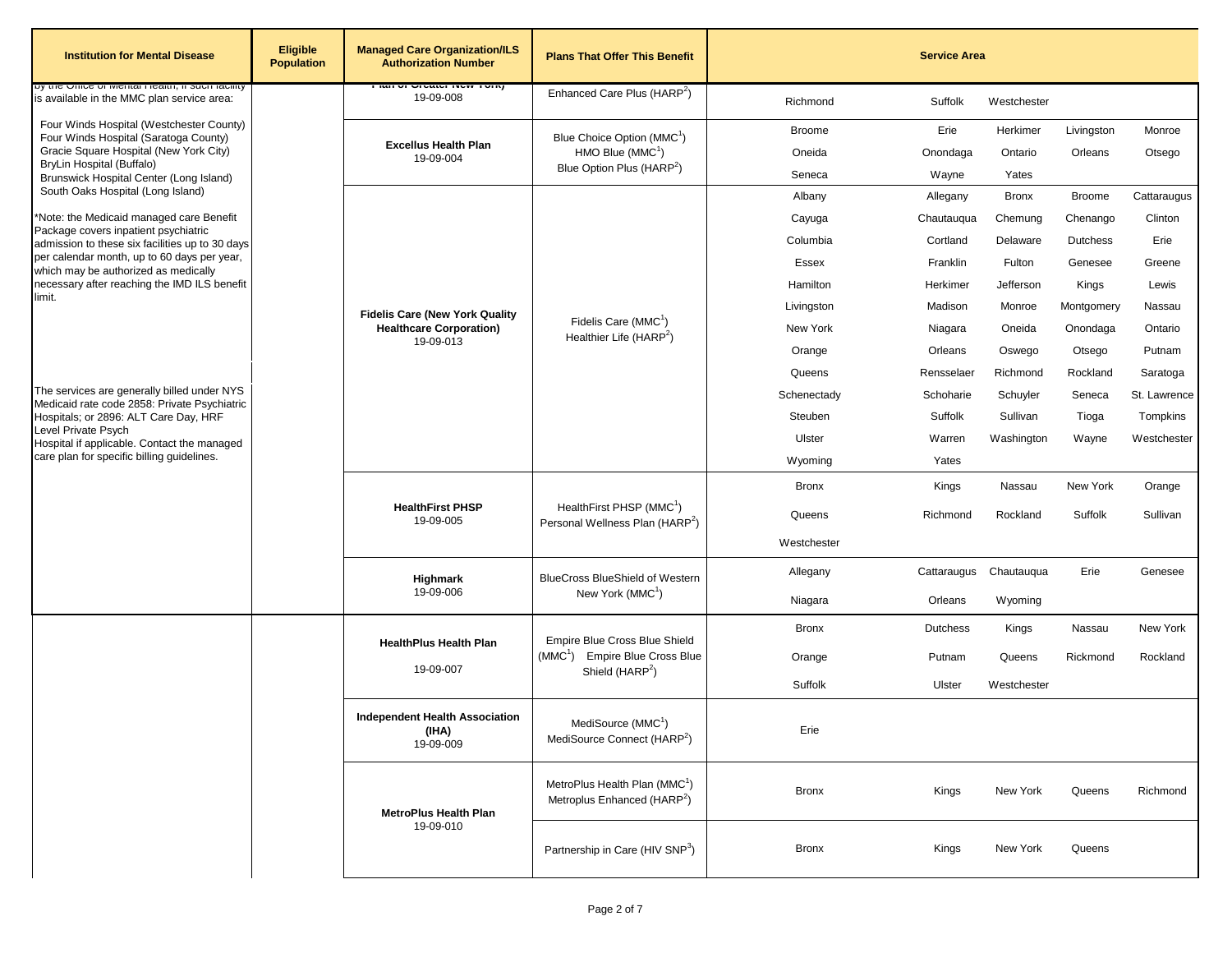| Institution for Mental Disease | Eligible Population | Managed Care Organization/ILS Authorization Number | Plans That Offer This Benefit | Service Area | | | | |
|---|---|---|---|---|---|---|---|---|
| by the Office of Mental Health, if such facility is available in the MMC plan service area:<br><br>Four Winds Hospital (Westchester County)<br>Four Winds Hospital (Saratoga County)<br>Gracie Square Hospital (New York City)<br>BryLin Hospital (Buffalo)<br>Brunswick Hospital Center (Long Island)<br>South Oaks Hospital (Long Island)<br><br>*Note: the Medicaid managed care Benefit Package covers inpatient psychiatric admission to these six facilities up to 30 days per calendar month, up to 60 days per year, which may be authorized as medically necessary after reaching the IMD ILS benefit limit.<br><br>The services are generally billed under NYS Medicaid rate code 2858: Private Psychiatric Hospitals; or 2896: ALT Care Day, HRF Level Private Psych Hospital if applicable. Contact the managed care plan for specific billing guidelines. | | Plan of Greater New York) 19-09-008 | Enhanced Care Plus (HARP[2]) | Richmond | Suffolk | Westchester | | |
| | | **Excellus Health Plan** 19-09-004 | Blue Choice Option (MMC[1])<br>HMO Blue (MMC[1])<br>Blue Option Plus (HARP[2]) | Broome | Erie | Herkimer | Livingston | Monroe |
| | | | | Oneida | Onondaga | Ontario | Orleans | Otsego |
| | | | | Seneca | Wayne | Yates | | |
| | | **Fidelis Care (New York Quality Healthcare Corporation)** 19-09-013 | Fidelis Care (MMC[1])<br>Healthier Life (HARP[2]) | Albany | Allegany | Bronx | Broome | Cattaraugus |
| | | | | Cayuga | Chautauqua | Chemung | Chenango | Clinton |
| | | | | Columbia | Cortland | Delaware | Dutchess | Erie |
| | | | | Essex | Franklin | Fulton | Genesee | Greene |
| | | | | Hamilton | Herkimer | Jefferson | Kings | Lewis |
| | | | | Livingston | Madison | Monroe | Montgomery | Nassau |
| | | | | New York | Niagara | Oneida | Onondaga | Ontario |
| | | | | Orange | Orleans | Oswego | Otsego | Putnam |
| | | | | Queens | Rensselaer | Richmond | Rockland | Saratoga |
| | | | | Schenectady | Schoharie | Schuyler | Seneca | St. Lawrence |
| | | | | Steuben | Suffolk | Sullivan | Tioga | Tompkins |
| | | | | Ulster | Warren | Washington | Wayne | Westchester |
| | | | | Wyoming | Yates | | | |
| | | **HealthFirst PHSP** 19-09-005 | HealthFirst PHSP (MMC[1])<br>Personal Wellness Plan (HARP[2]) | Bronx | Kings | Nassau | New York | Orange |
| | | | | Queens | Richmond | Rockland | Suffolk | Sullivan |
| | | | | Westchester | | | | |
| | | **Highmark** 19-09-006 | BlueCross BlueShield of Western New York (MMC[1]) | Allegany | Cattaraugus | Chautauqua | Erie | Genesee |
| | | | | Niagara | Orleans | Wyoming | | |
| | | **HealthPlus Health Plan** 19-09-007 | Empire Blue Cross Blue Shield (MMC[1]) Empire Blue Cross Blue Shield (HARP[2]) | Bronx | Dutchess | Kings | Nassau | New York |
| | | | | Orange | Putnam | Queens | Rickmond | Rockland |
| | | | | Suffolk | Ulster | Westchester | | |
| | | **Independent Health Association (IHA)** 19-09-009 | MediSource (MMC[1])<br>MediSource Connect (HARP[2]) | Erie | | | | |
| | | **MetroPlus Health Plan** 19-09-010 | MetroPlus Health Plan (MMC[1])<br>Metroplus Enhanced (HARP[2]) | Bronx | Kings | New York | Queens | Richmond |
| | | | Partnership in Care (HIV SNP[3]) | Bronx | Kings | New York | Queens | |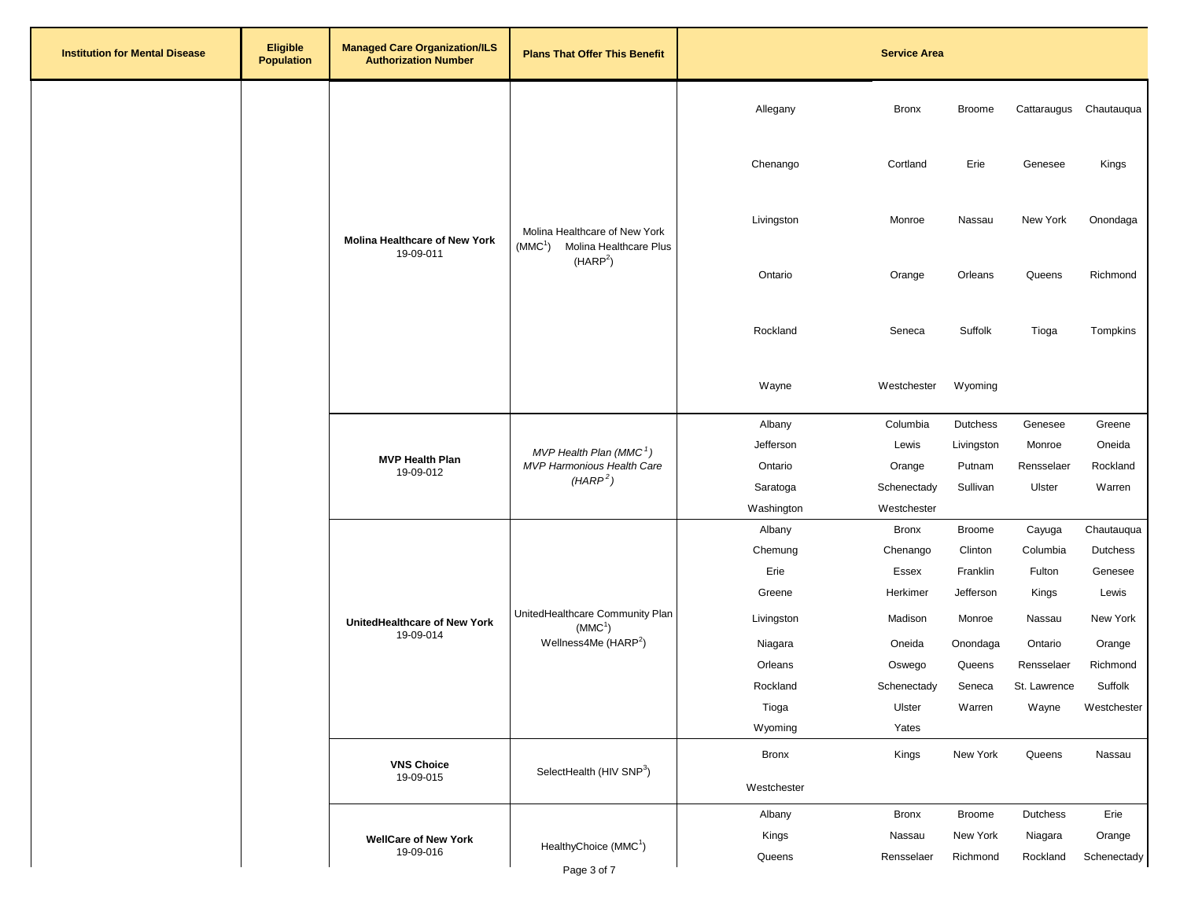| Institution for Mental Disease | Eligible Population | Managed Care Organization/ILS Authorization Number | Plans That Offer This Benefit | Service Area | | | | |
|---|---|---|---|---|---|---|---|---|
| | | **Molina Healthcare of New York** 19-09-011 | Molina Healthcare of New York (MMC[1]) Molina Healthcare Plus (HARP[2]) | Allegany | Bronx | Broome | Cattaraugus | Chautauqua |
| | | | | Chenango | Cortland | Erie | Genesee | Kings |
| | | | | Livingston | Monroe | Nassau | New York | Onondaga |
| | | | | Ontario | Orange | Orleans | Queens | Richmond |
| | | | | Rockland | Seneca | Suffolk | Tioga | Tompkins |
| | | | | Wayne | Westchester | Wyoming | | |
| | | **MVP Health Plan** 19-09-012 | *MVP Health Plan (MMC[1])* *MVP Harmonious Health Care (HARP[2])* | Albany | Columbia | Dutchess | Genesee | Greene |
| | | | | Jefferson | Lewis | Livingston | Monroe | Oneida |
| | | | | Ontario | Orange | Putnam | Rensselaer | Rockland |
| | | | | Saratoga | Schenectady | Sullivan | Ulster | Warren |
| | | | | Washington | Westchester | | | |
| | | **UnitedHealthcare of New York** 19-09-014 | UnitedHealthcare Community Plan (MMC[1]) Wellness4Me (HARP[2]) | Albany | Bronx | Broome | Cayuga | Chautauqua |
| | | | | Chemung | Chenango | Clinton | Columbia | Dutchess |
| | | | | Erie | Essex | Franklin | Fulton | Genesee |
| | | | | Greene | Herkimer | Jefferson | Kings | Lewis |
| | | | | Livingston | Madison | Monroe | Nassau | New York |
| | | | | Niagara | Oneida | Onondaga | Ontario | Orange |
| | | | | Orleans | Oswego | Queens | Rensselaer | Richmond |
| | | | | Rockland | Schenectady | Seneca | St. Lawrence | Suffolk |
| | | | | Tioga | Ulster | Warren | Wayne | Westchester |
| | | | | Wyoming | Yates | | | |
| | | **VNS Choice** 19-09-015 | SelectHealth (HIV SNP[3]) | Bronx | Kings | New York | Queens | Nassau |
| | | | | Westchester | | | | |
| | | **WellCare of New York** 19-09-016 | HealthyChoice (MMC[1]) | Albany | Bronx | Broome | Dutchess | Erie |
| | | | | Kings | Nassau | New York | Niagara | Orange |
| | | | | Queens | Rensselaer | Richmond | Rockland | Schenectady |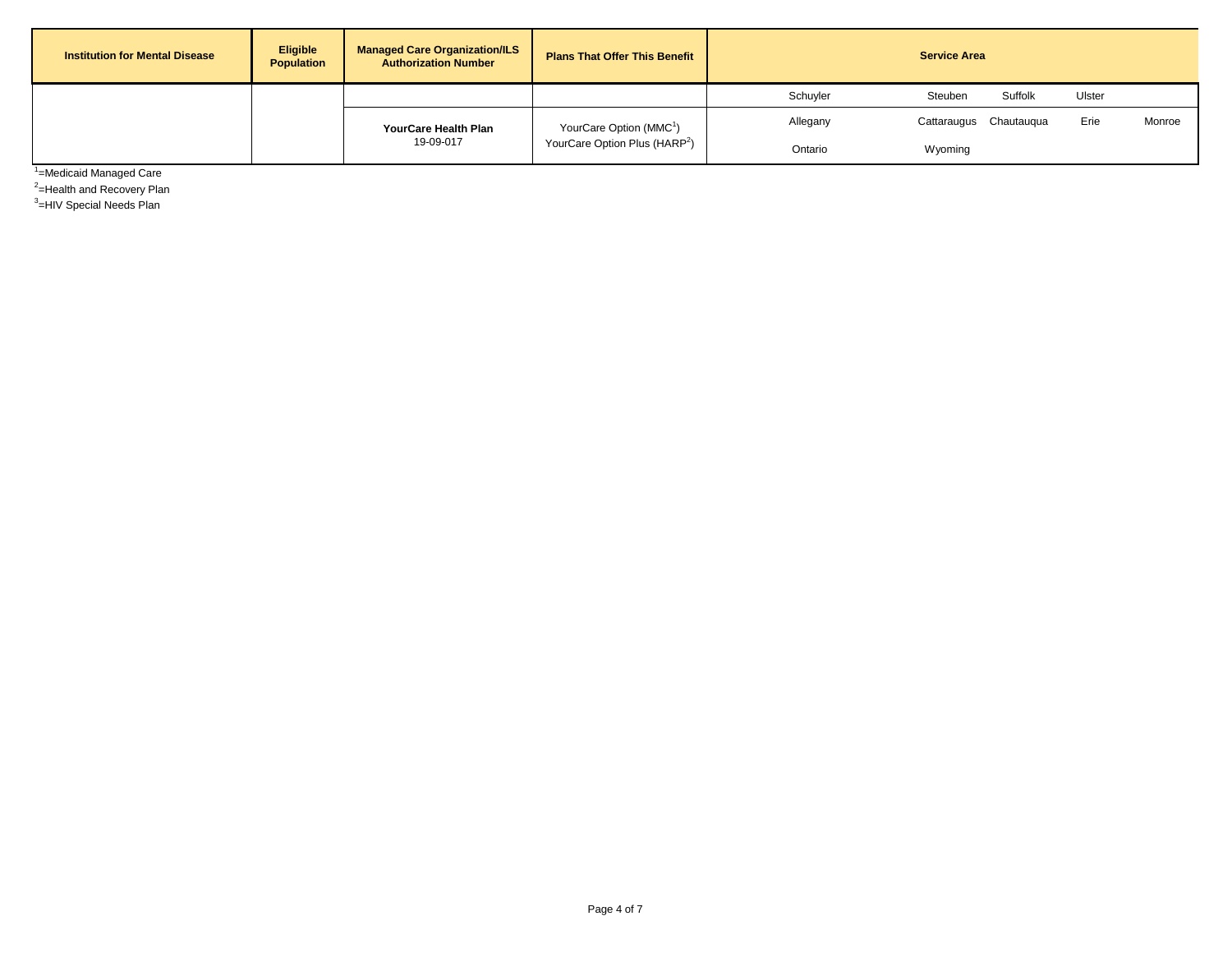| Institution for Mental Disease | Eligible Population | Managed Care Organization/ILS Authorization Number | Plans That Offer This Benefit | Service Area | | | | |
|---|---|---|---|---|---|---|---|---|
| | | | | Schuyler | Steuben | Suffolk | Ulster | |
| | | **YourCare Health Plan**<br>19-09-017 | YourCare Option (MMC[1])<br>YourCare Option Plus (HARP[2]) | Allegany | Cattaraugus | Chautauqua | Erie | Monroe |
| | | | | Ontario | Wyoming | | | |

[1]=Medicaid Managed Care
[2]=Health and Recovery Plan
[3]=HIV Special Needs Plan